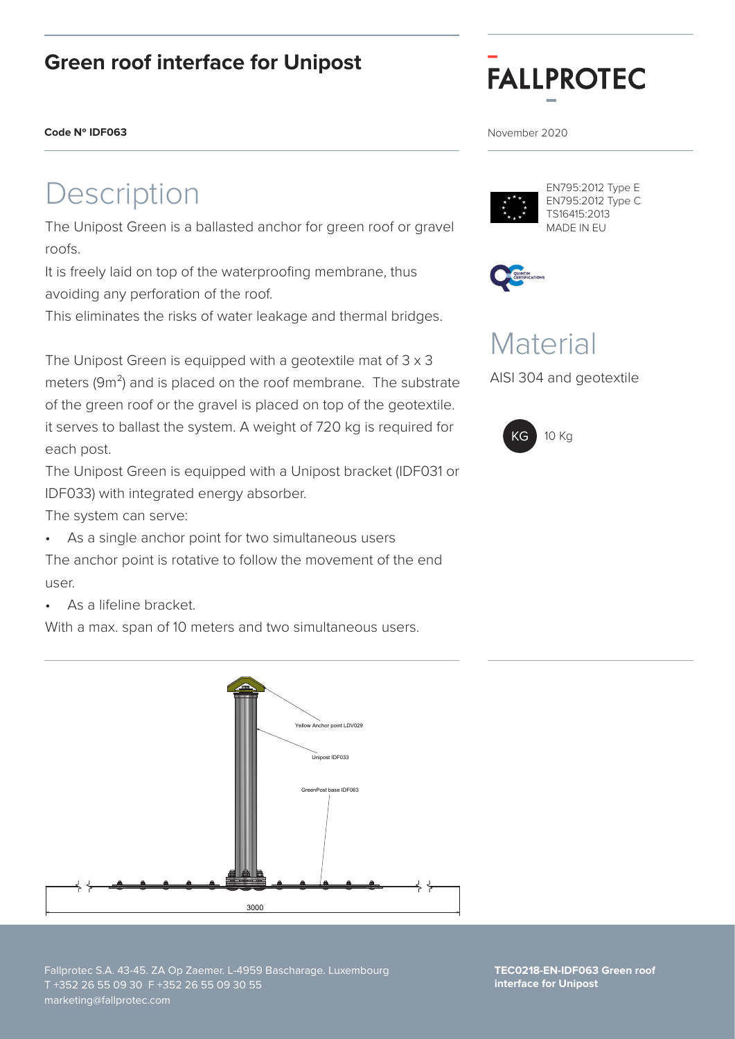# Green roof interface for Unipost

**FALLPROTEC**

**Code Nº IDF063**

November 2020

## Description

The Unipost Green is a ballasted anchor for green roof or gravel roofs.

It is freely laid on top of the waterproofing membrane, thus avoiding any perforation of the roof.

This eliminates the risks of water leakage and thermal bridges.

The Unipost Green is equipped with a geotextile mat of 3 x 3 meters ($9m^2$) and is placed on the roof membrane. The substrate of the green roof or the gravel is placed on top of the geotextile. it serves to ballast the system. A weight of 720 kg is required for each post.

The Unipost Green is equipped with a Unipost bracket (IDF031 or IDF033) with integrated energy absorber.

The system can serve:

- As a single anchor point for two simultaneous users

The anchor point is rotative to follow the movement of the end user.

- As a lifeline bracket.

With a max. span of 10 meters and two simultaneous users.

EN795:2012 Type E
EN795:2012 Type C
TS16415:2013
MADE IN EU

## Material

AISI 304 and geotextile

KG 10 Kg

Yellow Anchor point LDV029

Unipost IDF033

GreenPost base IDF063

3000

Fallprotec S.A. 43-45. ZA Op Zaemer. L-4959 Bascharage. Luxembourg
T +352 26 55 09 30 F +352 26 55 09 30 55
marketing@fallprotec.com

**TEC0218-EN-IDF063 Green roof interface for Unipost**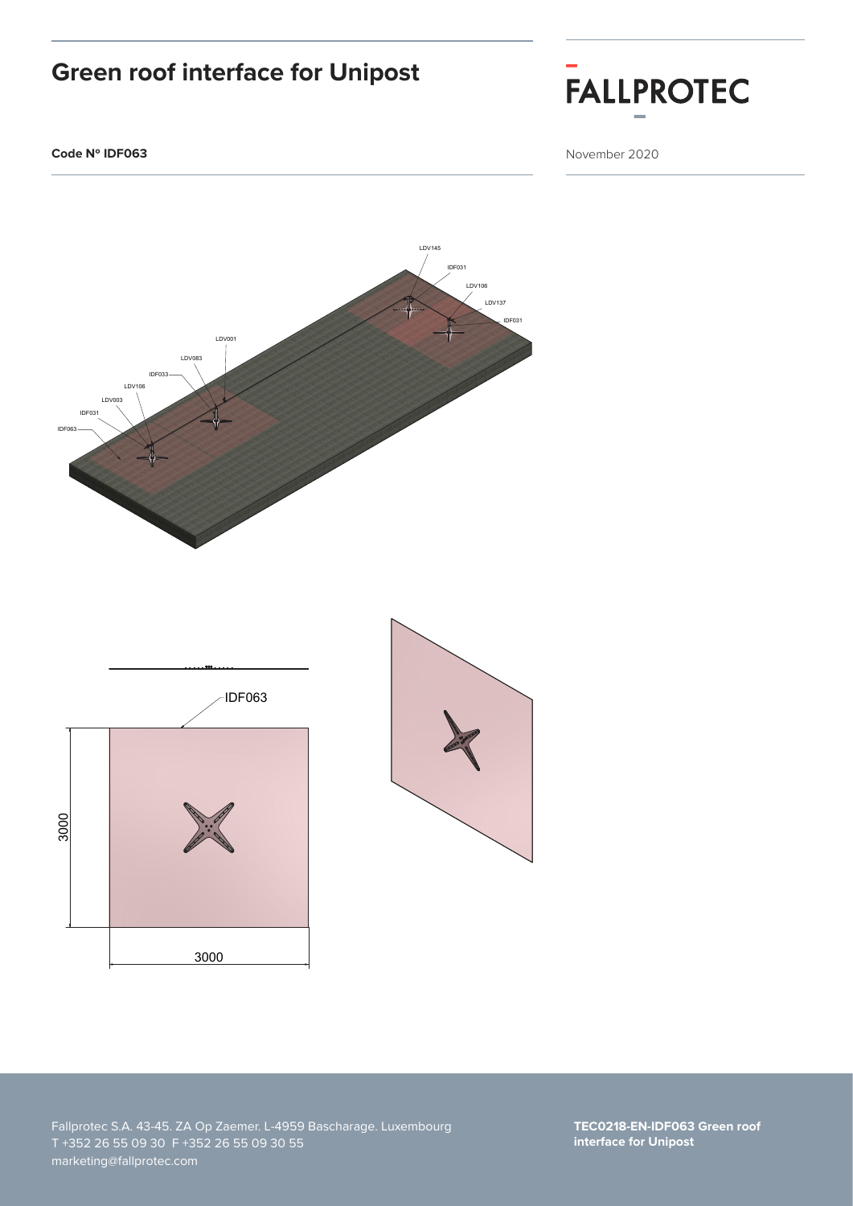# Green roof interface for Unipost

**Code Nº IDF063**

November 2020

LDV145
IDF031
LDV106
LDV137
IDF031
LDV001
LDV083
IDF033
LDV106
LDV003
IDF031
IDF063

IDF063
3000
3000